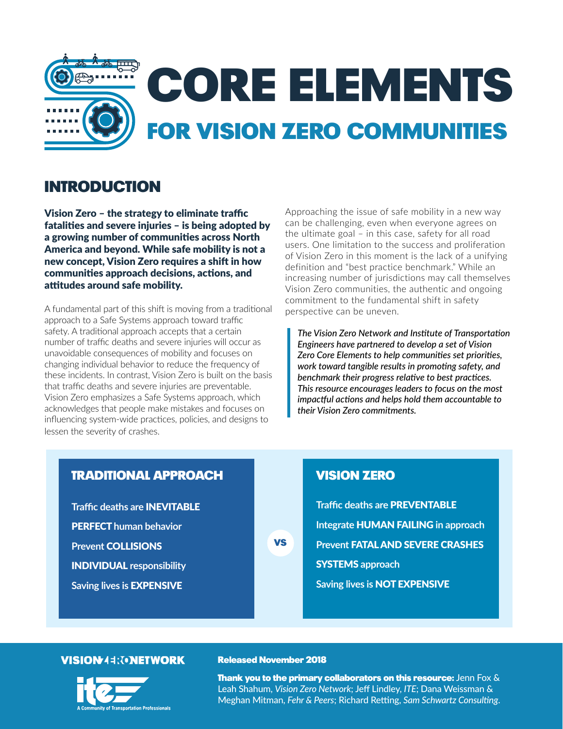# CORE ELEMENTS

## FOR VISION ZERO COMMUNITIES

## INTRODUCTION

**Vision Zero – the strategy to eliminate traffic fatalities and severe injuries – is being adopted by a growing number of communities across North America and beyond. While safe mobility is not a new concept, Vision Zero requires a shift in how communities approach decisions, actions, and attitudes around safe mobility.**

A fundamental part of this shift is moving from a traditional approach to a Safe Systems approach toward traffic safety. A traditional approach accepts that a certain number of traffic deaths and severe injuries will occur as unavoidable consequences of mobility and focuses on changing individual behavior to reduce the frequency of these incidents. In contrast, Vision Zero is built on the basis that traffic deaths and severe injuries are preventable. Vision Zero emphasizes a Safe Systems approach, which acknowledges that people make mistakes and focuses on influencing system-wide practices, policies, and designs to lessen the severity of crashes.

Approaching the issue of safe mobility in a new way can be challenging, even when everyone agrees on the ultimate goal – in this case, safety for all road users. One limitation to the success and proliferation of Vision Zero in this moment is the lack of a unifying definition and "best practice benchmark." While an increasing number of jurisdictions may call themselves Vision Zero communities, the authentic and ongoing commitment to the fundamental shift in safety perspective can be uneven.

> ***The Vision Zero Network and Institute of Transportation Engineers have partnered to develop a set of Vision Zero Core Elements to help communities set priorities, work toward tangible results in promoting safety, and benchmark their progress relative to best practices. This resource encourages leaders to focus on the most impactful actions and helps hold them accountable to their Vision Zero commitments.***

| TRADITIONAL APPROACH | vs | VISION ZERO |
|---|---|---|
| Traffic deaths are **INEVITABLE** | | Traffic deaths are **PREVENTABLE** |
| **PERFECT** human behavior | | Integrate **HUMAN FAILING** in approach |
| Prevent **COLLISIONS** | | Prevent **FATAL AND SEVERE CRASHES** |
| **INDIVIDUAL** responsibility | | **SYSTEMS** approach |
| Saving lives is **EXPENSIVE** | | Saving lives is **NOT EXPENSIVE** |

VISION ZERO NETWORK

ite — A Community of Transportation Professionals

**Released November 2018**

**Thank you to the primary collaborators on this resource:** Jenn Fox & Leah Shahum, *Vision Zero Network*; Jeff Lindley, *ITE*; Dana Weissman & Meghan Mitman, *Fehr & Peers*; Richard Retting, *Sam Schwartz Consulting*.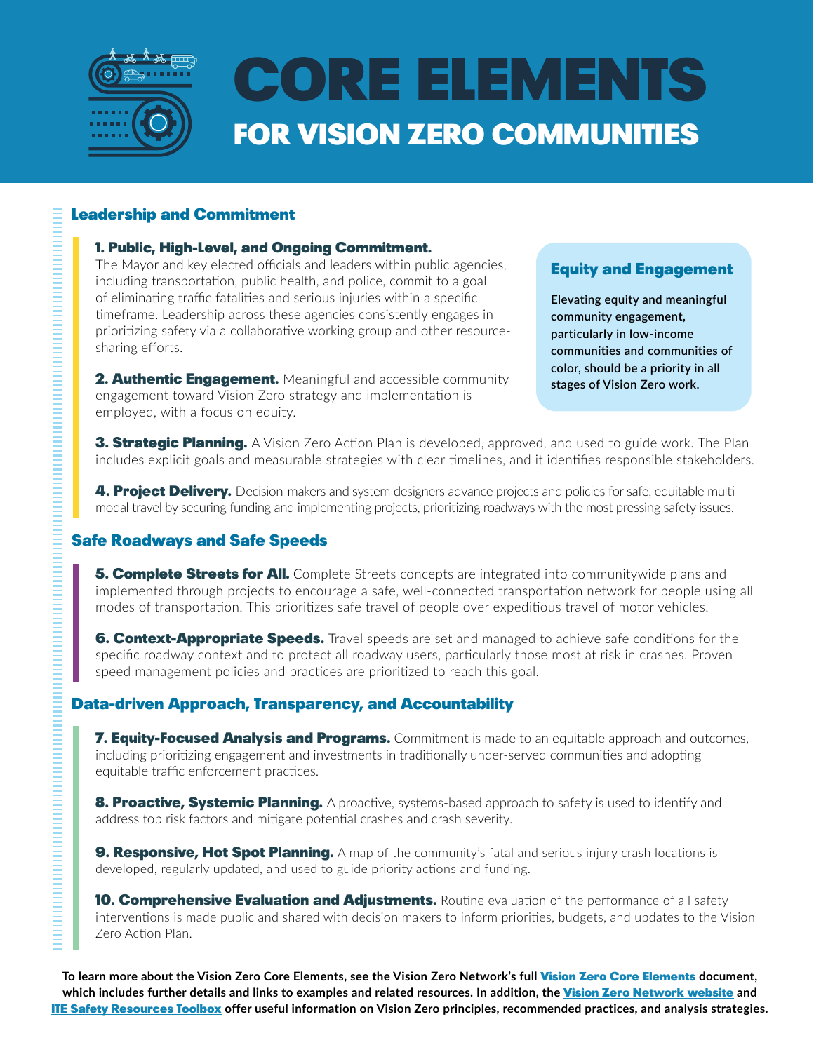# CORE ELEMENTS

## FOR VISION ZERO COMMUNITIES

### Leadership and Commitment

**1. Public, High-Level, and Ongoing Commitment.** The Mayor and key elected officials and leaders within public agencies, including transportation, public health, and police, commit to a goal of eliminating traffic fatalities and serious injuries within a specific timeframe. Leadership across these agencies consistently engages in prioritizing safety via a collaborative working group and other resource-sharing efforts.

**2. Authentic Engagement.** Meaningful and accessible community engagement toward Vision Zero strategy and implementation is employed, with a focus on equity.

**Equity and Engagement**

**Elevating equity and meaningful community engagement, particularly in low-income communities and communities of color, should be a priority in all stages of Vision Zero work.**

**3. Strategic Planning.** A Vision Zero Action Plan is developed, approved, and used to guide work. The Plan includes explicit goals and measurable strategies with clear timelines, and it identifies responsible stakeholders.

**4. Project Delivery.** Decision-makers and system designers advance projects and policies for safe, equitable multi-modal travel by securing funding and implementing projects, prioritizing roadways with the most pressing safety issues.

### Safe Roadways and Safe Speeds

**5. Complete Streets for All.** Complete Streets concepts are integrated into communitywide plans and implemented through projects to encourage a safe, well-connected transportation network for people using all modes of transportation. This prioritizes safe travel of people over expeditious travel of motor vehicles.

**6. Context-Appropriate Speeds.** Travel speeds are set and managed to achieve safe conditions for the specific roadway context and to protect all roadway users, particularly those most at risk in crashes. Proven speed management policies and practices are prioritized to reach this goal.

### Data-driven Approach, Transparency, and Accountability

**7. Equity-Focused Analysis and Programs.** Commitment is made to an equitable approach and outcomes, including prioritizing engagement and investments in traditionally under-served communities and adopting equitable traffic enforcement practices.

**8. Proactive, Systemic Planning.** A proactive, systems-based approach to safety is used to identify and address top risk factors and mitigate potential crashes and crash severity.

**9. Responsive, Hot Spot Planning.** A map of the community's fatal and serious injury crash locations is developed, regularly updated, and used to guide priority actions and funding.

**10. Comprehensive Evaluation and Adjustments.** Routine evaluation of the performance of all safety interventions is made public and shared with decision makers to inform priorities, budgets, and updates to the Vision Zero Action Plan.

**To learn more about the Vision Zero Core Elements, see the Vision Zero Network's full Vision Zero Core Elements document, which includes further details and links to examples and related resources. In addition, the Vision Zero Network website and ITE Safety Resources Toolbox offer useful information on Vision Zero principles, recommended practices, and analysis strategies.**